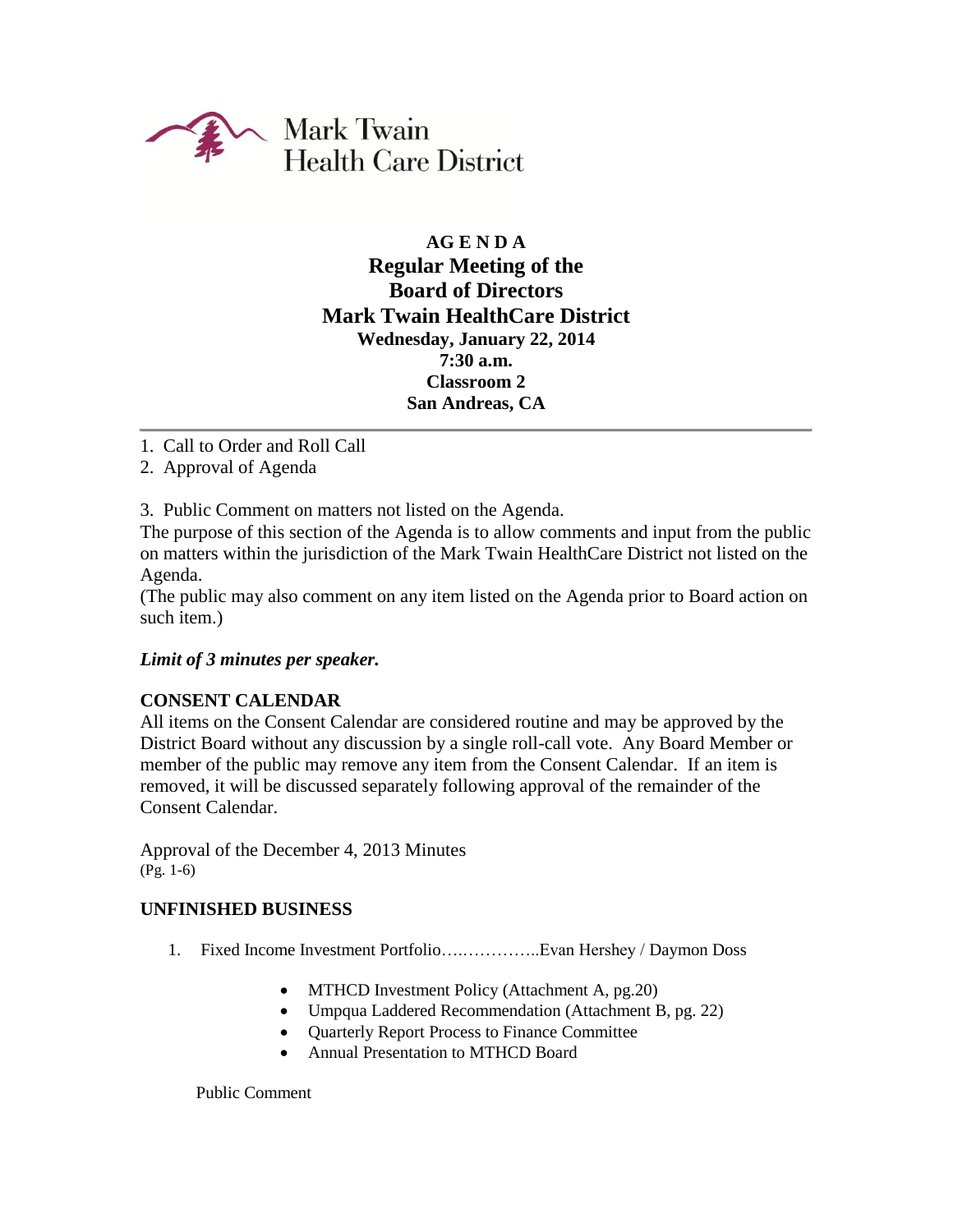Mark Twain
Health Care District

# AG E N D A
## Regular Meeting of the Board of Directors Mark Twain HealthCare District

**Wednesday, January 22, 2014**
**7:30 a.m.**
**Classroom 2**
**San Andreas, CA**

---

1. Call to Order and Roll Call
2. Approval of Agenda

3. Public Comment on matters not listed on the Agenda.

The purpose of this section of the Agenda is to allow comments and input from the public on matters within the jurisdiction of the Mark Twain HealthCare District not listed on the Agenda.

(The public may also comment on any item listed on the Agenda prior to Board action on such item.)

***Limit of 3 minutes per speaker.***

## CONSENT CALENDAR

All items on the Consent Calendar are considered routine and may be approved by the District Board without any discussion by a single roll-call vote. Any Board Member or member of the public may remove any item from the Consent Calendar. If an item is removed, it will be discussed separately following approval of the remainder of the Consent Calendar.

Approval of the December 4, 2013 Minutes
(Pg. 1-6)

## UNFINISHED BUSINESS

1. Fixed Income Investment Portfolio…..…………..Evan Hershey / Daymon Doss
   - MTHCD Investment Policy (Attachment A, pg.20)
   - Umpqua Laddered Recommendation (Attachment B, pg. 22)
   - Quarterly Report Process to Finance Committee
   - Annual Presentation to MTHCD Board

   Public Comment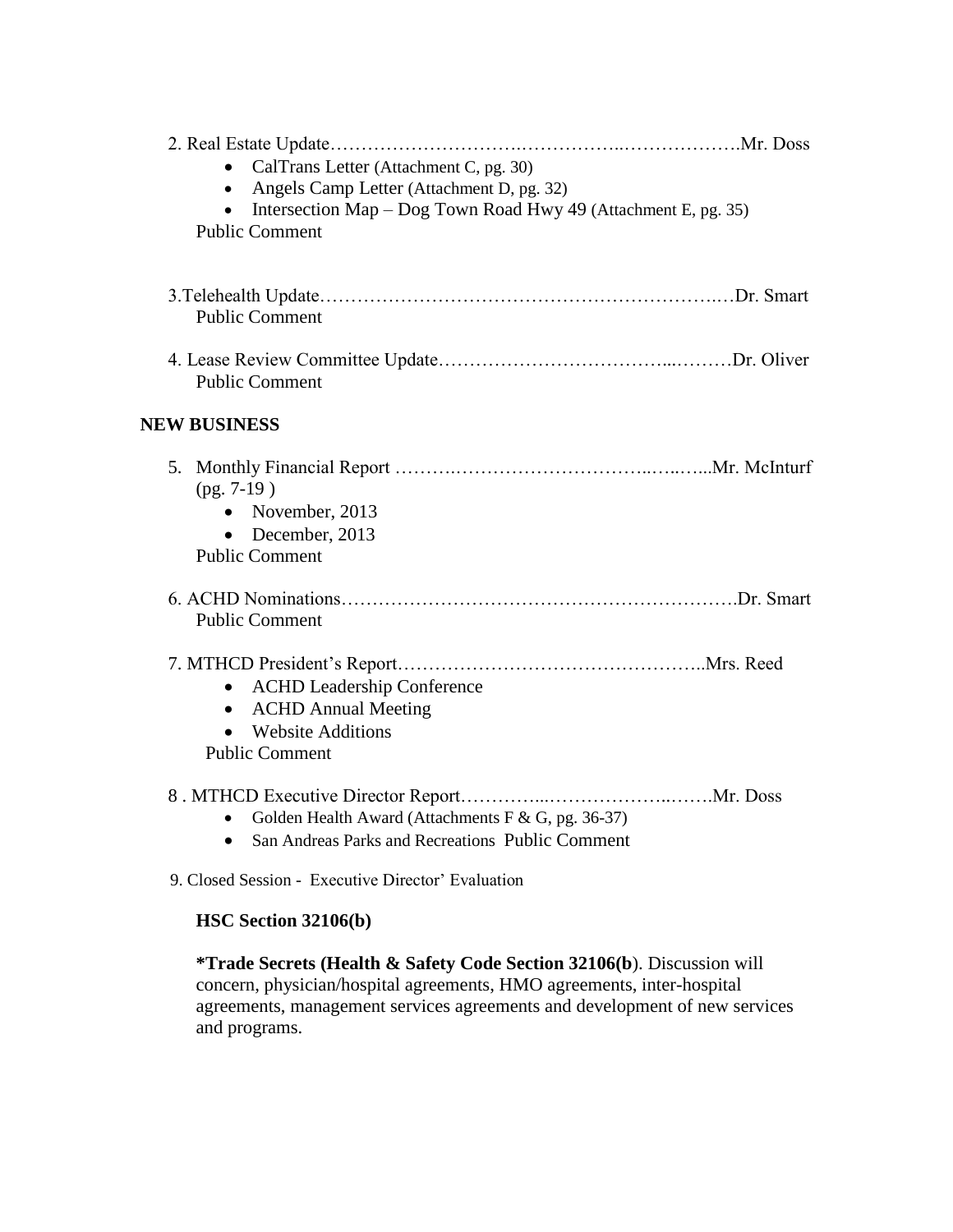2. Real Estate Update……………………….……………..……………….Mr. Doss
    - CalTrans Letter (Attachment C, pg. 30)
    - Angels Camp Letter (Attachment D, pg. 32)
    - Intersection Map – Dog Town Road Hwy 49 (Attachment E, pg. 35)

    Public Comment

3. Telehealth Update……………………………………………………….…Dr. Smart

    Public Comment

4. Lease Review Committee Update……………………………...………Dr. Oliver

    Public Comment

## NEW BUSINESS

5. Monthly Financial Report ……….…………………………..…..…...Mr. McInturf (pg. 7-19 )
    - November, 2013
    - December, 2013

    Public Comment

6. ACHD Nominations…………………………………………………….Dr. Smart

    Public Comment

7. MTHCD President's Report…………………………………………..Mrs. Reed
    - ACHD Leadership Conference
    - ACHD Annual Meeting
    - Website Additions

    Public Comment

8. MTHCD Executive Director Report…………...………………..…….Mr. Doss
    - Golden Health Award (Attachments F & G, pg. 36-37)
    - San Andreas Parks and Recreations Public Comment

9. Closed Session - Executive Director' Evaluation

    **HSC Section 32106(b)**

    **\*Trade Secrets (Health & Safety Code Section 32106(b**). Discussion will concern, physician/hospital agreements, HMO agreements, inter-hospital agreements, management services agreements and development of new services and programs.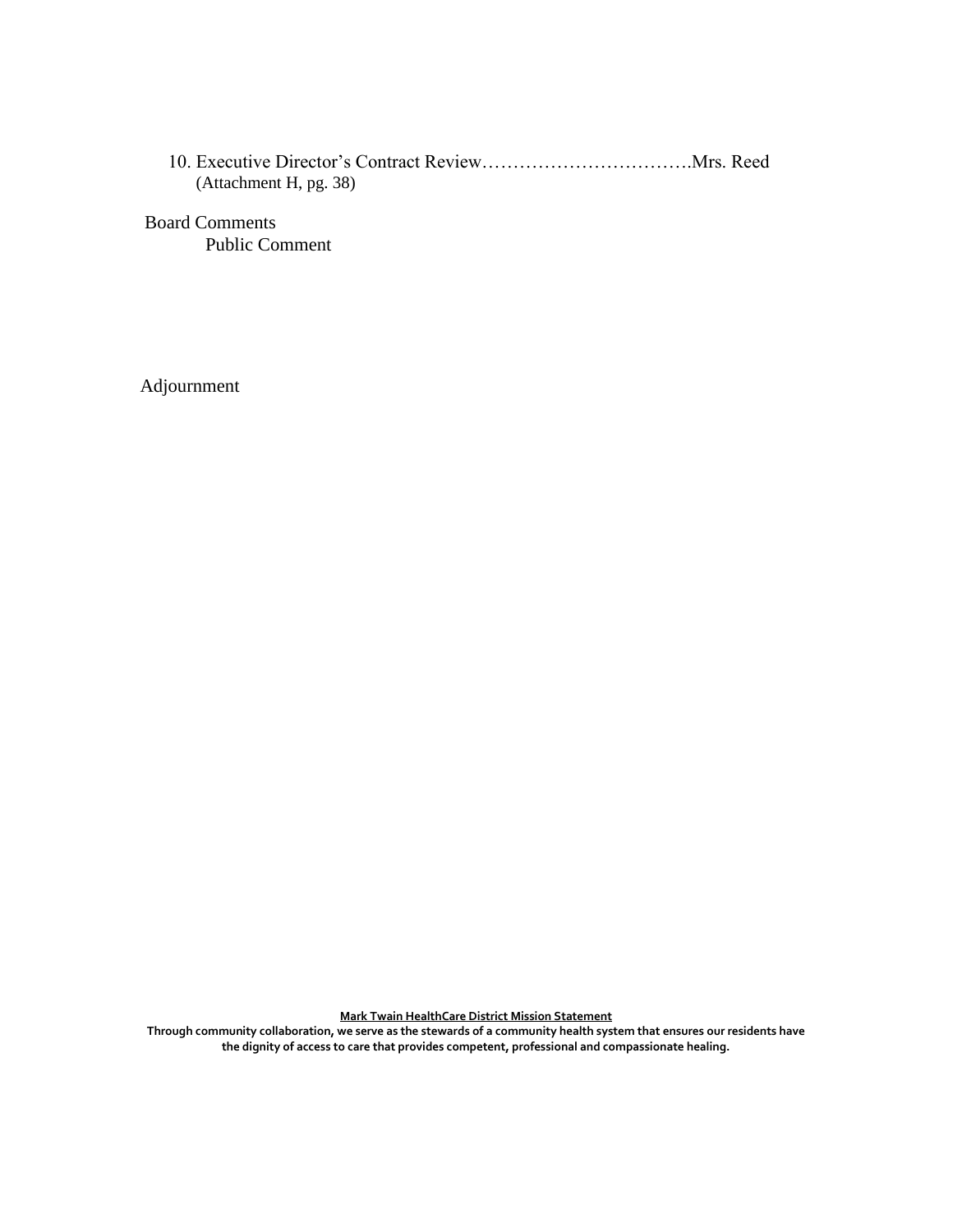10. Executive Director's Contract Review…………………………….Mrs. Reed
    (Attachment H, pg. 38)

Board Comments

Public Comment

Adjournment

**Mark Twain HealthCare District Mission Statement**

**Through community collaboration, we serve as the stewards of a community health system that ensures our residents have the dignity of access to care that provides competent, professional and compassionate healing.**